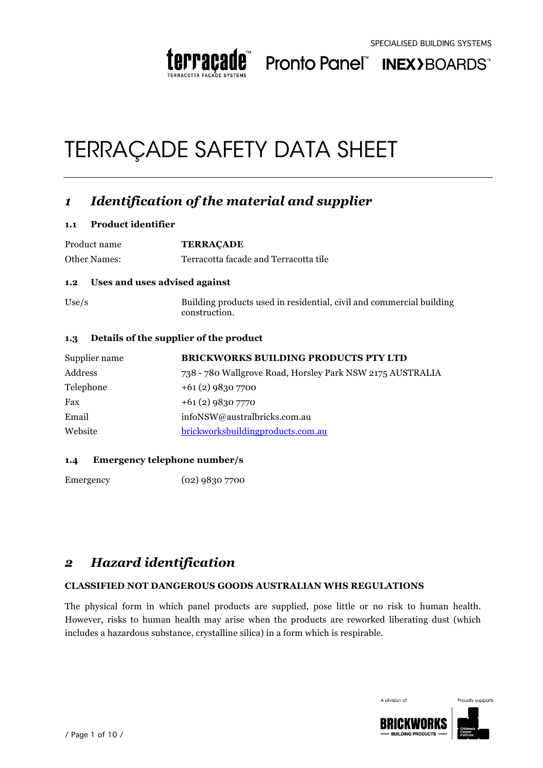# TERRAÇADE SAFETY DATA SHEET

## *1 Identification of the material and supplier*

### 1.1 Product identifier

| | |
|---|---|
| Product name | **TERRAÇADE** |
| Other Names: | Terracotta facade and Terracotta tile |

### 1.2 Uses and uses advised against

| | |
|---|---|
| Use/s | Building products used in residential, civil and commercial building construction. |

### 1.3 Details of the supplier of the product

| | |
|---|---|
| Supplier name | **BRICKWORKS BUILDING PRODUCTS PTY LTD** |
| Address | 738 - 780 Wallgrove Road, Horsley Park NSW 2175 AUSTRALIA |
| Telephone | +61 (2) 9830 7700 |
| Fax | +61 (2) 9830 7770 |
| Email | infoNSW@australbricks.com.au |
| Website | brickworksbuildingproducts.com.au |

### 1.4 Emergency telephone number/s

| | |
|---|---|
| Emergency | (02) 9830 7700 |

## *2 Hazard identification*

**CLASSIFIED NOT DANGEROUS GOODS AUSTRALIAN WHS REGULATIONS**

The physical form in which panel products are supplied, pose little or no risk to human health. However, risks to human health may arise when the products are reworked liberating dust (which includes a hazardous substance, crystalline silica) in a form which is respirable.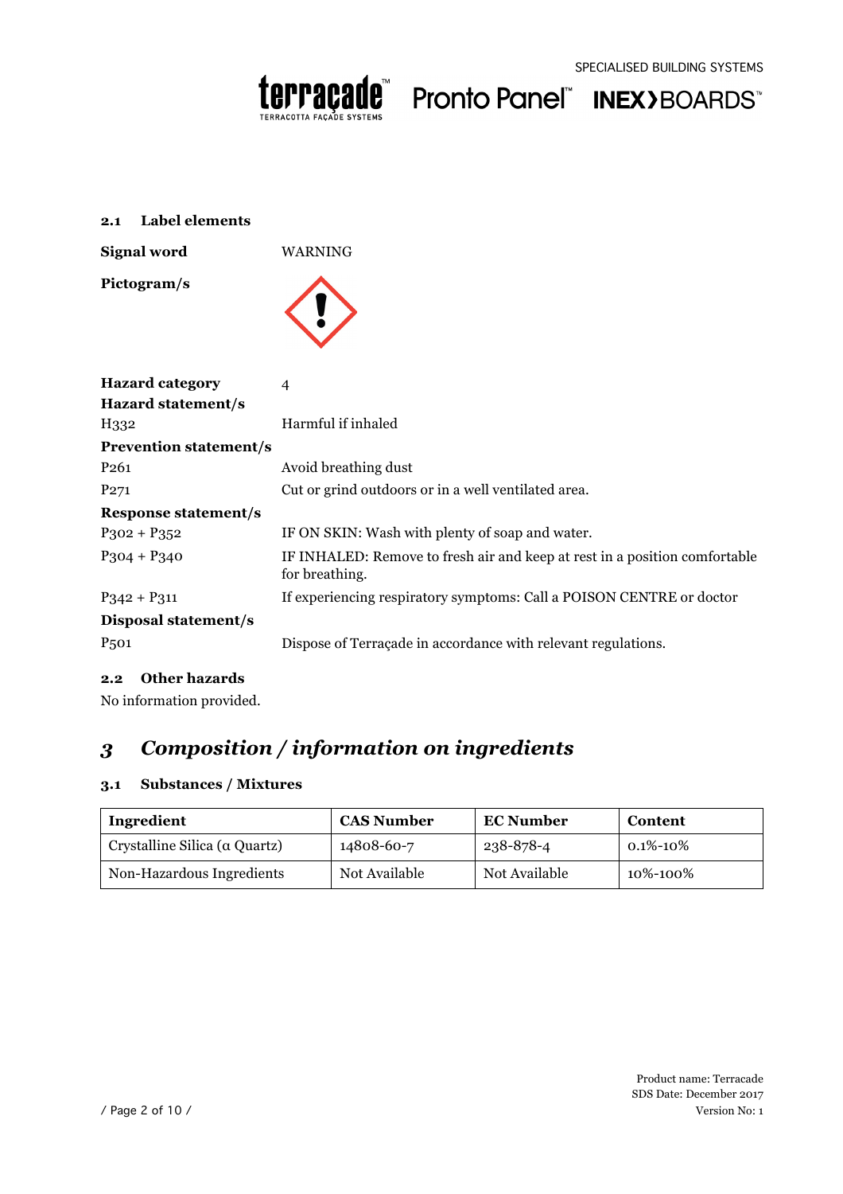### 2.1 Label elements

| | |
|---|---|
| **Signal word** | WARNING |
| **Pictogram/s** | |
| **Hazard category** | 4 |
| **Hazard statement/s** | |
| H332 | Harmful if inhaled |
| **Prevention statement/s** | |
| P261 | Avoid breathing dust |
| P271 | Cut or grind outdoors or in a well ventilated area. |
| **Response statement/s** | |
| P302 + P352 | IF ON SKIN: Wash with plenty of soap and water. |
| P304 + P340 | IF INHALED: Remove to fresh air and keep at rest in a position comfortable for breathing. |
| P342 + P311 | If experiencing respiratory symptoms: Call a POISON CENTRE or doctor |
| **Disposal statement/s** | |
| P501 | Dispose of Terraçade in accordance with relevant regulations. |

### 2.2 Other hazards

No information provided.

## *3 Composition / information on ingredients*

### 3.1 Substances / Mixtures

| Ingredient | CAS Number | EC Number | Content |
|---|---|---|---|
| Crystalline Silica (α Quartz) | 14808-60-7 | 238-878-4 | 0.1%-10% |
| Non-Hazardous Ingredients | Not Available | Not Available | 10%-100% |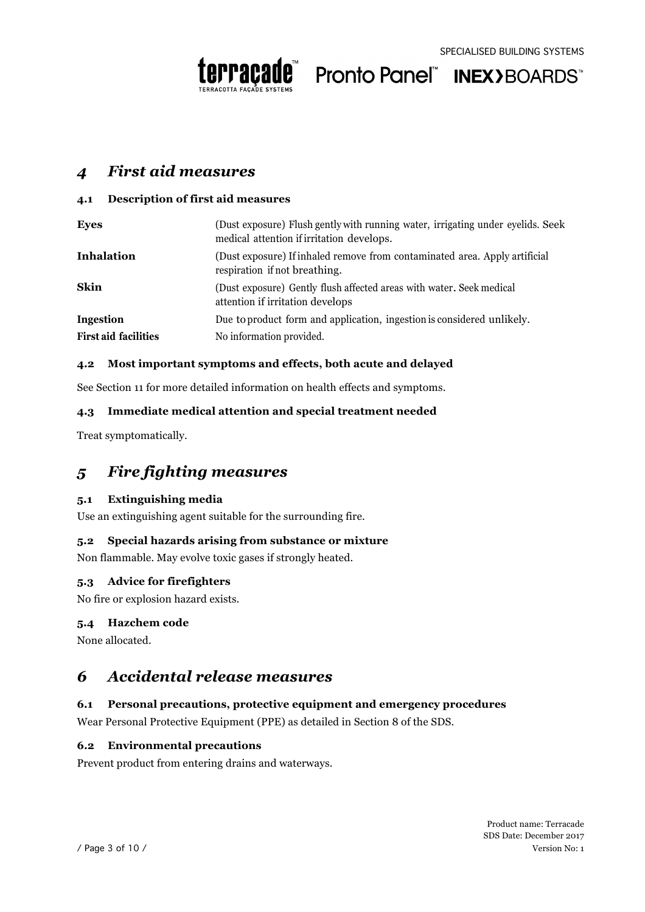# *4 First aid measures*

### 4.1 Description of first aid measures

| | |
|---|---|
| **Eyes** | (Dust exposure) Flush gently with running water, irrigating under eyelids. Seek medical attention if irritation develops. |
| **Inhalation** | (Dust exposure) If inhaled remove from contaminated area. Apply artificial respiration if not breathing. |
| **Skin** | (Dust exposure) Gently flush affected areas with water. Seek medical attention if irritation develops |
| **Ingestion** | Due to product form and application, ingestion is considered unlikely. |
| **First aid facilities** | No information provided. |

### 4.2 Most important symptoms and effects, both acute and delayed

See Section 11 for more detailed information on health effects and symptoms.

### 4.3 Immediate medical attention and special treatment needed

Treat symptomatically.

# *5 Fire fighting measures*

### 5.1 Extinguishing media

Use an extinguishing agent suitable for the surrounding fire.

### 5.2 Special hazards arising from substance or mixture

Non flammable. May evolve toxic gases if strongly heated.

### 5.3 Advice for firefighters

No fire or explosion hazard exists.

### 5.4 Hazchem code

None allocated.

# *6 Accidental release measures*

### 6.1 Personal precautions, protective equipment and emergency procedures

Wear Personal Protective Equipment (PPE) as detailed in Section 8 of the SDS.

### 6.2 Environmental precautions

Prevent product from entering drains and waterways.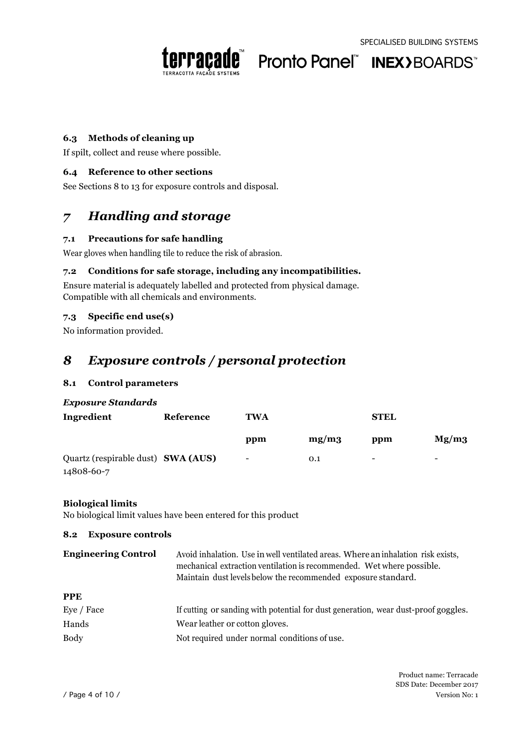### 6.3 Methods of cleaning up

If spilt, collect and reuse where possible.

### 6.4 Reference to other sections

See Sections 8 to 13 for exposure controls and disposal.

## *7 Handling and storage*

### 7.1 Precautions for safe handling

Wear gloves when handling tile to reduce the risk of abrasion.

### 7.2 Conditions for safe storage, including any incompatibilities.

Ensure material is adequately labelled and protected from physical damage.
Compatible with all chemicals and environments.

### 7.3 Specific end use(s)

No information provided.

## *8 Exposure controls / personal protection*

### 8.1 Control parameters

***Exposure Standards***

| Ingredient | Reference | TWA | | STEL | |
|---|---|---|---|---|---|
| | | ppm | mg/m3 | ppm | Mg/m3 |
| Quartz (respirable dust) 14808-60-7 | **SWA (AUS)** | - | 0.1 | - | - |

**Biological limits**
No biological limit values have been entered for this product

### 8.2 Exposure controls

| | |
|---|---|
| **Engineering Control** | Avoid inhalation. Use in well ventilated areas. Where an inhalation risk exists, mechanical extraction ventilation is recommended. Wet where possible. Maintain dust levels below the recommended exposure standard. |
| **PPE** | |
| Eye / Face | If cutting or sanding with potential for dust generation, wear dust-proof goggles. |
| Hands | Wear leather or cotton gloves. |
| Body | Not required under normal conditions of use. |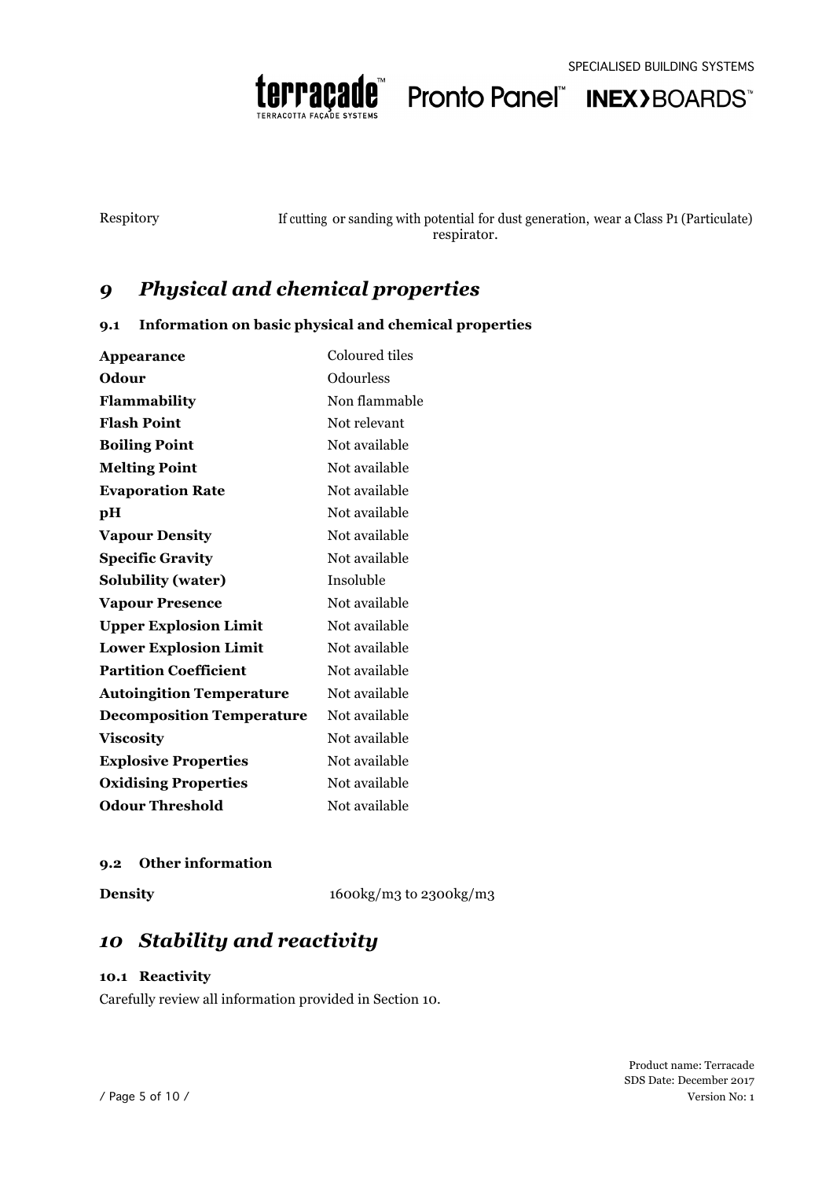| | |
|---|---|
| Respitory | If cutting or sanding with potential for dust generation, wear a Class P1 (Particulate) respirator. |

# 9 Physical and chemical properties

### 9.1 Information on basic physical and chemical properties

| | |
|---|---|
| **Appearance** | Coloured tiles |
| **Odour** | Odourless |
| **Flammability** | Non flammable |
| **Flash Point** | Not relevant |
| **Boiling Point** | Not available |
| **Melting Point** | Not available |
| **Evaporation Rate** | Not available |
| **pH** | Not available |
| **Vapour Density** | Not available |
| **Specific Gravity** | Not available |
| **Solubility (water)** | Insoluble |
| **Vapour Presence** | Not available |
| **Upper Explosion Limit** | Not available |
| **Lower Explosion Limit** | Not available |
| **Partition Coefficient** | Not available |
| **Autoingition Temperature** | Not available |
| **Decomposition Temperature** | Not available |
| **Viscosity** | Not available |
| **Explosive Properties** | Not available |
| **Oxidising Properties** | Not available |
| **Odour Threshold** | Not available |

### 9.2 Other information

| | |
|---|---|
| **Density** | 1600kg/m3 to 2300kg/m3 |

# 10 Stability and reactivity

### 10.1 Reactivity

Carefully review all information provided in Section 10.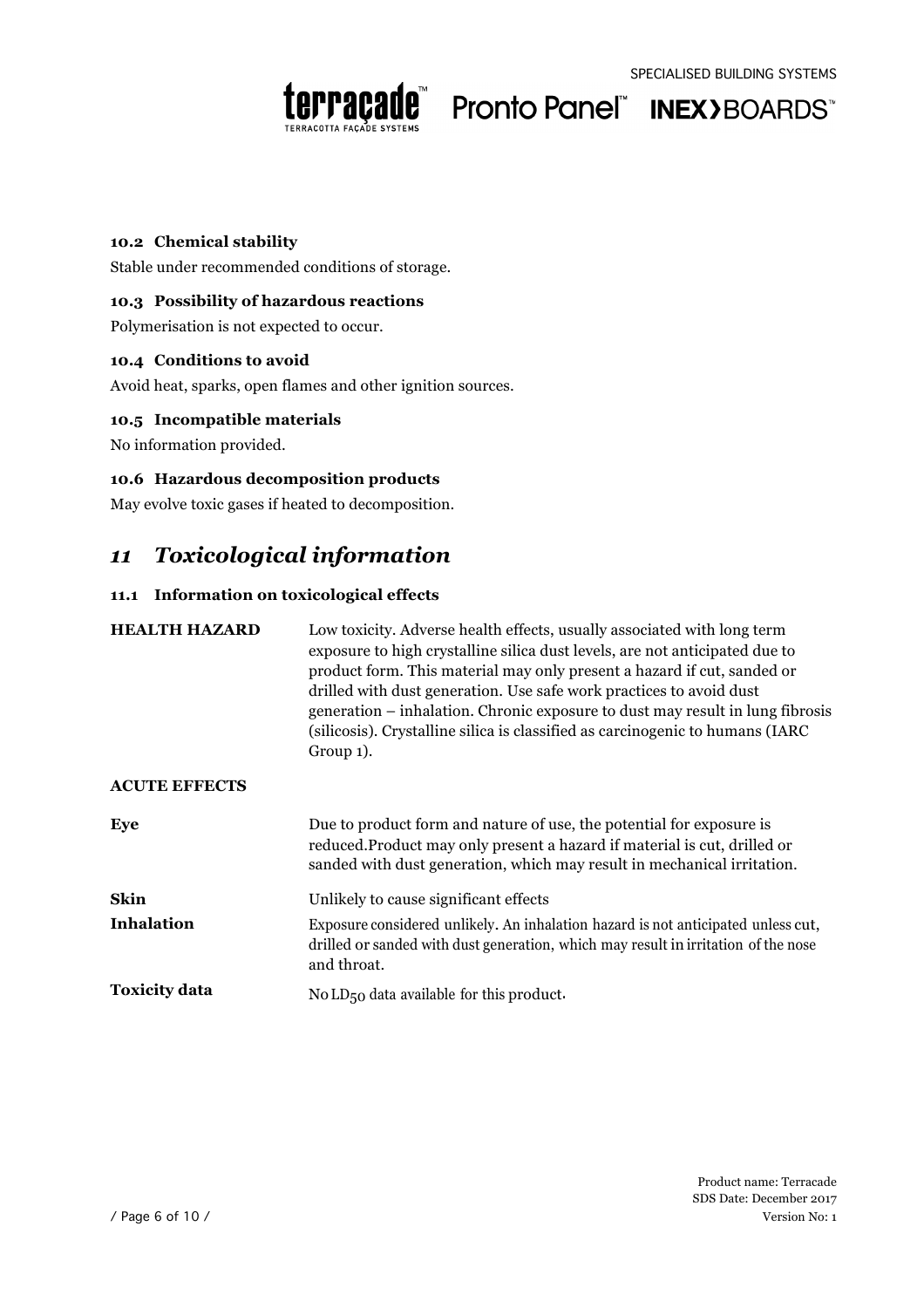### 10.2 Chemical stability

Stable under recommended conditions of storage.

### 10.3 Possibility of hazardous reactions

Polymerisation is not expected to occur.

### 10.4 Conditions to avoid

Avoid heat, sparks, open flames and other ignition sources.

### 10.5 Incompatible materials

No information provided.

### 10.6 Hazardous decomposition products

May evolve toxic gases if heated to decomposition.

## *11 Toxicological information*

### 11.1 Information on toxicological effects

**HEALTH HAZARD** Low toxicity. Adverse health effects, usually associated with long term exposure to high crystalline silica dust levels, are not anticipated due to product form. This material may only present a hazard if cut, sanded or drilled with dust generation. Use safe work practices to avoid dust generation – inhalation. Chronic exposure to dust may result in lung fibrosis (silicosis). Crystalline silica is classified as carcinogenic to humans (IARC Group 1).

**ACUTE EFFECTS**

**Eye** Due to product form and nature of use, the potential for exposure is reduced.Product may only present a hazard if material is cut, drilled or sanded with dust generation, which may result in mechanical irritation.

**Skin** Unlikely to cause significant effects

**Inhalation** Exposure considered unlikely. An inhalation hazard is not anticipated unless cut, drilled or sanded with dust generation, which may result in irritation of the nose and throat.

**Toxicity data** No $LD_{50}$ data available for this product.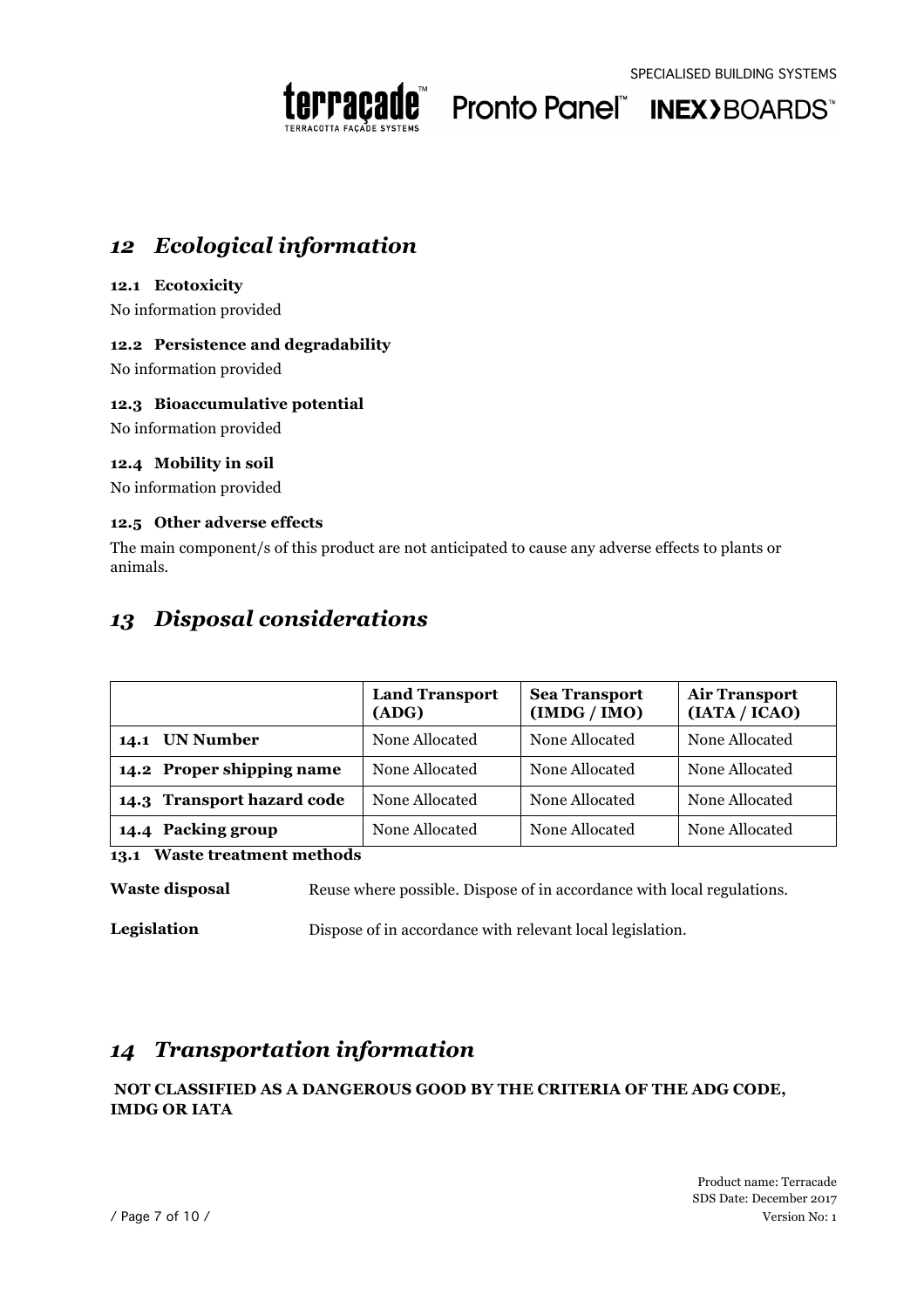## *12 Ecological information*

**12.1 Ecotoxicity**

No information provided

**12.2 Persistence and degradability**

No information provided

**12.3 Bioaccumulative potential**

No information provided

**12.4 Mobility in soil**

No information provided

**12.5 Other adverse effects**

The main component/s of this product are not anticipated to cause any adverse effects to plants or animals.

## *13 Disposal considerations*

| | **Land Transport (ADG)** | **Sea Transport (IMDG / IMO)** | **Air Transport (IATA / ICAO)** |
|---|---|---|---|
| **14.1 UN Number** | None Allocated | None Allocated | None Allocated |
| **14.2 Proper shipping name** | None Allocated | None Allocated | None Allocated |
| **14.3 Transport hazard code** | None Allocated | None Allocated | None Allocated |
| **14.4 Packing group** | None Allocated | None Allocated | None Allocated |

**13.1 Waste treatment methods**

**Waste disposal** Reuse where possible. Dispose of in accordance with local regulations.

**Legislation** Dispose of in accordance with relevant local legislation.

## *14 Transportation information*

**NOT CLASSIFIED AS A DANGEROUS GOOD BY THE CRITERIA OF THE ADG CODE, IMDG OR IATA**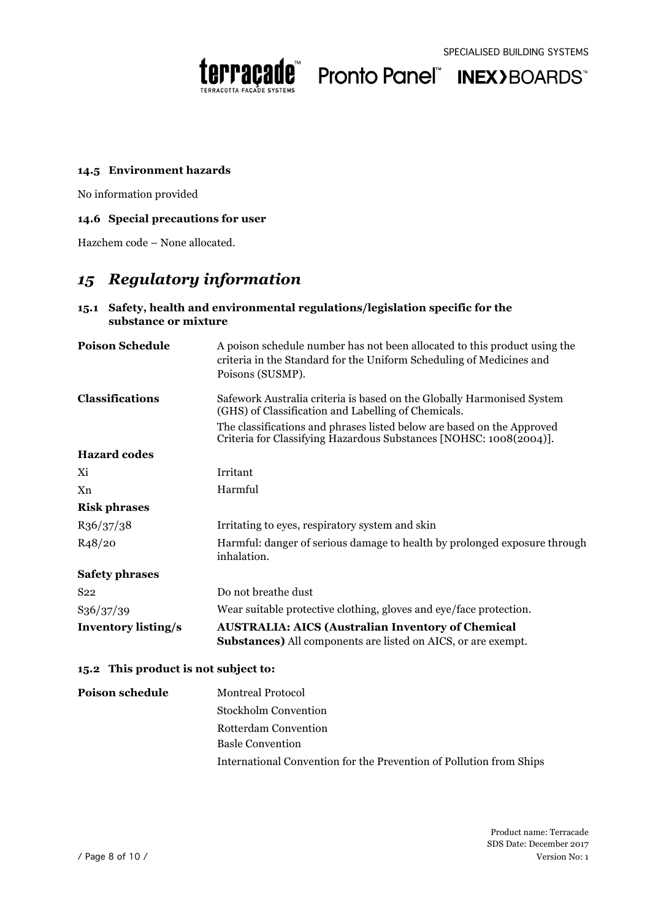#### 14.5 Environment hazards

No information provided

#### 14.6 Special precautions for user

Hazchem code – None allocated.

## *15 Regulatory information*

#### 15.1 Safety, health and environmental regulations/legislation specific for the substance or mixture

| | |
|---|---|
| **Poison Schedule** | A poison schedule number has not been allocated to this product using the criteria in the Standard for the Uniform Scheduling of Medicines and Poisons (SUSMP). |
| **Classifications** | Safework Australia criteria is based on the Globally Harmonised System (GHS) of Classification and Labelling of Chemicals.<br>The classifications and phrases listed below are based on the Approved Criteria for Classifying Hazardous Substances [NOHSC: 1008(2004)]. |
| **Hazard codes** | |
| Xi | Irritant |
| Xn | Harmful |
| **Risk phrases** | |
| R36/37/38 | Irritating to eyes, respiratory system and skin |
| R48/20 | Harmful: danger of serious damage to health by prolonged exposure through inhalation. |
| **Safety phrases** | |
| S22 | Do not breathe dust |
| S36/37/39 | Wear suitable protective clothing, gloves and eye/face protection. |
| **Inventory listing/s** | **AUSTRALIA: AICS (Australian Inventory of Chemical Substances)** All components are listed on AICS, or are exempt. |

#### 15.2 This product is not subject to:

| | |
|---|---|
| **Poison schedule** | Montreal Protocol |
| | Stockholm Convention |
| | Rotterdam Convention |
| | Basle Convention |
| | International Convention for the Prevention of Pollution from Ships |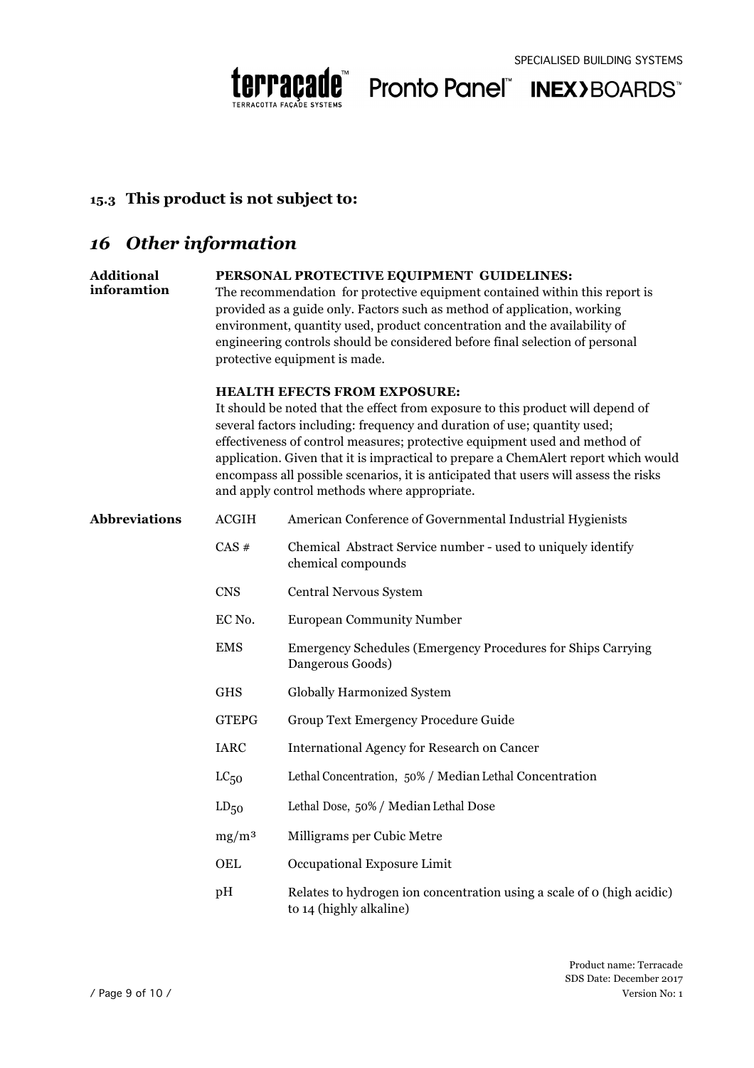### 15.3 This product is not subject to:

## 16 Other information

**Additional inforamtion**

**PERSONAL PROTECTIVE EQUIPMENT GUIDELINES:**
The recommendation for protective equipment contained within this report is provided as a guide only. Factors such as method of application, working environment, quantity used, product concentration and the availability of engineering controls should be considered before final selection of personal protective equipment is made.

**HEALTH EFECTS FROM EXPOSURE:**
It should be noted that the effect from exposure to this product will depend of several factors including: frequency and duration of use; quantity used; effectiveness of control measures; protective equipment used and method of application. Given that it is impractical to prepare a ChemAlert report which would encompass all possible scenarios, it is anticipated that users will assess the risks and apply control methods where appropriate.

**Abbreviations**

| Abbreviation | Meaning |
|---|---|
| ACGIH | American Conference of Governmental Industrial Hygienists |
| CAS # | Chemical Abstract Service number - used to uniquely identify chemical compounds |
| CNS | Central Nervous System |
| EC No. | European Community Number |
| EMS | Emergency Schedules (Emergency Procedures for Ships Carrying Dangerous Goods) |
| GHS | Globally Harmonized System |
| GTEPG | Group Text Emergency Procedure Guide |
| IARC | International Agency for Research on Cancer |
| $LC_{50}$ | Lethal Concentration, 50% / Median Lethal Concentration |
| $LD_{50}$ | Lethal Dose, 50% / Median Lethal Dose |
| $mg/m^3$ | Milligrams per Cubic Metre |
| OEL | Occupational Exposure Limit |
| pH | Relates to hydrogen ion concentration using a scale of 0 (high acidic) to 14 (highly alkaline) |

Product name: Terracade
SDS Date: December 2017
Version No: 1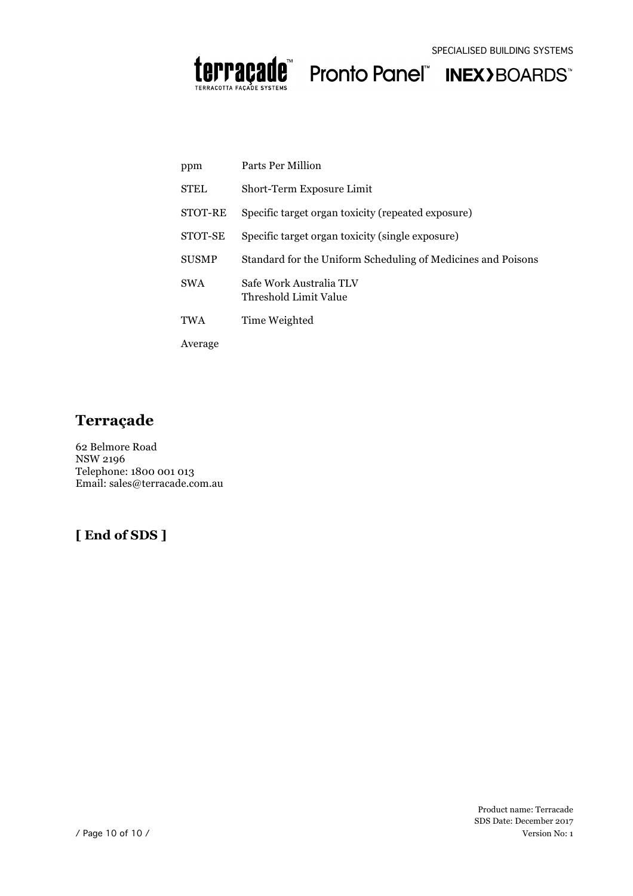| | |
|---|---|
| ppm | Parts Per Million |
| STEL | Short-Term Exposure Limit |
| STOT-RE | Specific target organ toxicity (repeated exposure) |
| STOT-SE | Specific target organ toxicity (single exposure) |
| SUSMP | Standard for the Uniform Scheduling of Medicines and Poisons |
| SWA | Safe Work Australia TLV<br>Threshold Limit Value |
| TWA | Time Weighted |
| Average | |

## Terraçade

62 Belmore Road
NSW 2196
Telephone: 1800 001 013
Email: sales@terracade.com.au

## [ End of SDS ]